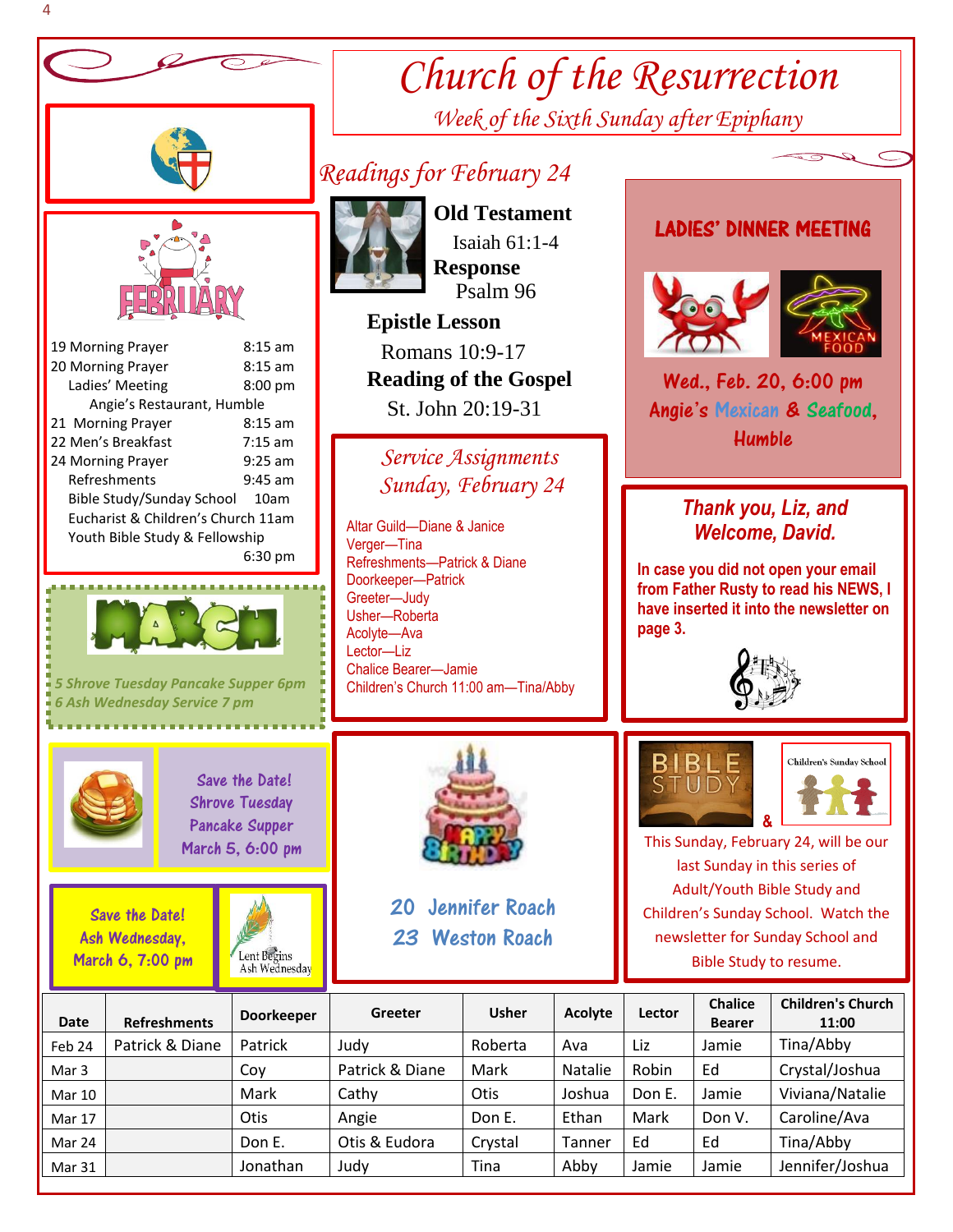# Church of the Resurrection

*Week of the Sixth Sunday after Epiphany*

## FEBRUARY

| | |
|---|---|
| 19 Morning Prayer | 8:15 am |
| 20 Morning Prayer | 8:15 am |
| Ladies' Meeting | 8:00 pm |
| Angie's Restaurant, Humble | |
| 21 Morning Prayer | 8:15 am |
| 22 Men's Breakfast | 7:15 am |
| 24 Morning Prayer | 9:25 am |
| Refreshments | 9:45 am |
| Bible Study/Sunday School | 10am |
| Eucharist & Children's Church | 11am |
| Youth Bible Study & Fellowship | 6:30 pm |

## MARCH

*5 Shrove Tuesday Pancake Supper 6pm*
*6 Ash Wednesday Service 7 pm*

## *Readings for February 24*

**Old Testament**
Isaiah 61:1-4

**Response**
Psalm 96

**Epistle Lesson**
Romans 10:9-17

**Reading of the Gospel**
St. John 20:19-31

## LADIES' DINNER MEETING

**Wed., Feb. 20, 6:00 pm**
**Angie's Mexican & Seafood, Humble**

## *Service Assignments Sunday, February 24*

Altar Guild—Diane & Janice
Verger—Tina
Refreshments—Patrick & Diane
Doorkeeper—Patrick
Greeter—Judy
Usher—Roberta
Acolyte—Ava
Lector—Liz
Chalice Bearer—Jamie
Children's Church 11:00 am—Tina/Abby

## *Thank you, Liz, and Welcome, David.*

**In case you did not open your email from Father Rusty to read his NEWS, I have inserted it into the newsletter on page 3.**

Save the Date!
Shrove Tuesday
Pancake Supper
March 5, 6:00 pm

Save the Date!
Ash Wednesday,
March 6, 7:00 pm

Lent Begins
Ash Wednesday

HAPPY BIRTHDAY

**20 Jennifer Roach**
**23 Weston Roach**

BIBLE STUDY & Children's Sunday School

This Sunday, February 24, will be our last Sunday in this series of Adult/Youth Bible Study and Children's Sunday School. Watch the newsletter for Sunday School and Bible Study to resume.

| Date | Refreshments | Doorkeeper | Greeter | Usher | Acolyte | Lector | Chalice Bearer | Children's Church 11:00 |
|---|---|---|---|---|---|---|---|---|
| Feb 24 | Patrick & Diane | Patrick | Judy | Roberta | Ava | Liz | Jamie | Tina/Abby |
| Mar 3 | | Coy | Patrick & Diane | Mark | Natalie | Robin | Ed | Crystal/Joshua |
| Mar 10 | | Mark | Cathy | Otis | Joshua | Don E. | Jamie | Viviana/Natalie |
| Mar 17 | | Otis | Angie | Don E. | Ethan | Mark | Don V. | Caroline/Ava |
| Mar 24 | | Don E. | Otis & Eudora | Crystal | Tanner | Ed | Ed | Tina/Abby |
| Mar 31 | | Jonathan | Judy | Tina | Abby | Jamie | Jamie | Jennifer/Joshua |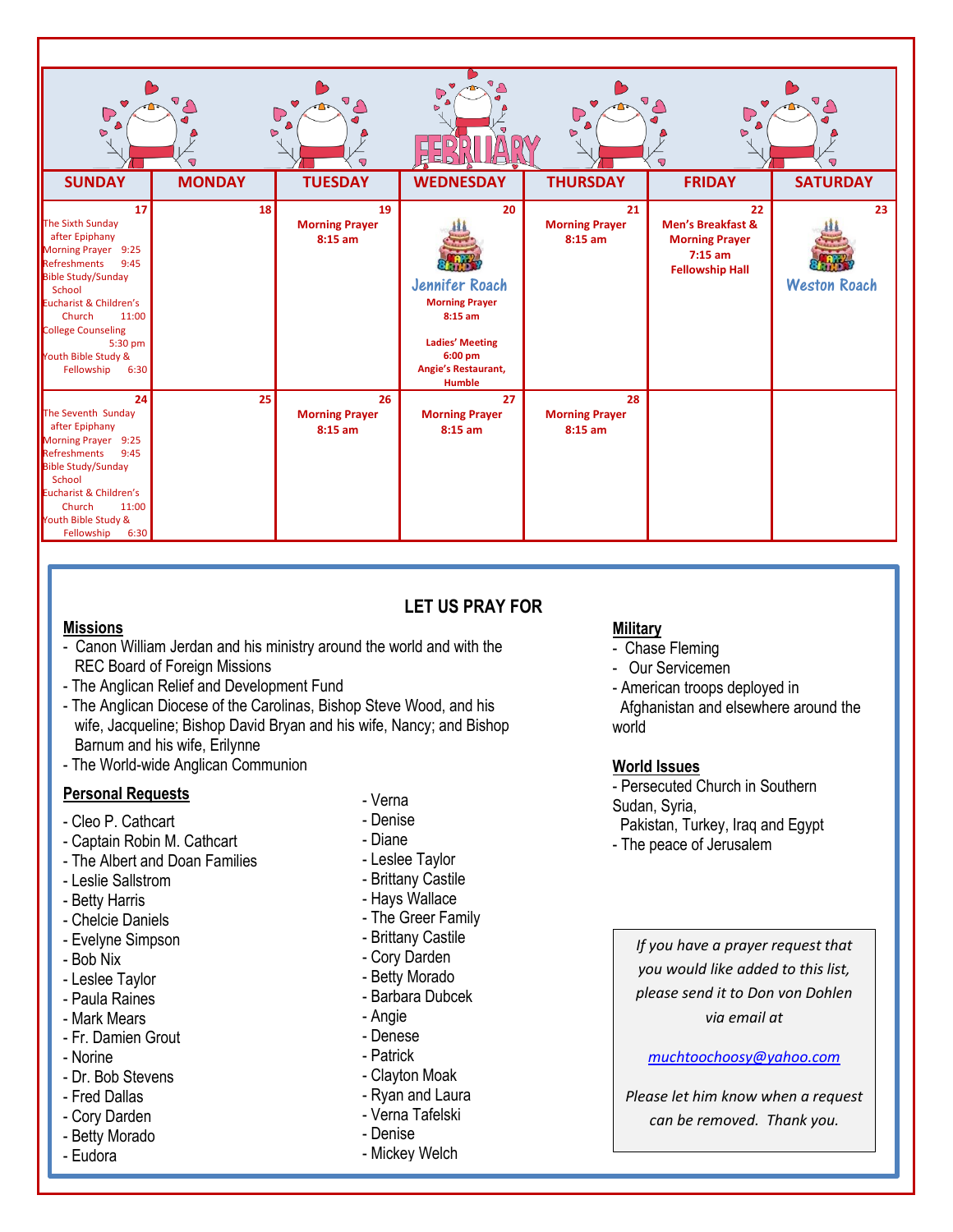# FEBRUARY

| SUNDAY | MONDAY | TUESDAY | WEDNESDAY | THURSDAY | FRIDAY | SATURDAY |
|---|---|---|---|---|---|---|
| **17** The Sixth Sunday after Epiphany<br>Morning Prayer 9:25<br>Refreshments 9:45<br>Bible Study/Sunday School<br>Eucharist & Children's Church 11:00<br>College Counseling 5:30 pm<br>Youth Bible Study & Fellowship 6:30 | **18** | **19**<br>**Morning Prayer 8:15 am** | **20**<br>Happy Birthday Jennifer Roach<br>**Morning Prayer 8:15 am**<br><br>**Ladies' Meeting 6:00 pm Angie's Restaurant, Humble** | **21**<br>**Morning Prayer 8:15 am** | **22**<br>**Men's Breakfast & Morning Prayer 7:15 am Fellowship Hall** | **23**<br>Happy Birthday Weston Roach |
| **24** The Seventh Sunday after Epiphany<br>Morning Prayer 9:25<br>Refreshments 9:45<br>Bible Study/Sunday School<br>Eucharist & Children's Church 11:00<br>Youth Bible Study & Fellowship 6:30 | **25** | **26**<br>**Morning Prayer 8:15 am** | **27**<br>**Morning Prayer 8:15 am** | **28**<br>**Morning Prayer 8:15 am** | | |

## LET US PRAY FOR

**Missions**

- Canon William Jerdan and his ministry around the world and with the REC Board of Foreign Missions
- The Anglican Relief and Development Fund
- The Anglican Diocese of the Carolinas, Bishop Steve Wood, and his wife, Jacqueline; Bishop David Bryan and his wife, Nancy; and Bishop Barnum and his wife, Erilynne
- The World-wide Anglican Communion

**Personal Requests**

- Cleo P. Cathcart
- Captain Robin M. Cathcart
- The Albert and Doan Families
- Leslie Sallstrom
- Betty Harris
- Chelcie Daniels
- Evelyne Simpson
- Bob Nix
- Leslee Taylor
- Paula Raines
- Mark Mears
- Fr. Damien Grout
- Norine
- Dr. Bob Stevens
- Fred Dallas
- Cory Darden
- Betty Morado
- Eudora
- Verna
- Denise
- Diane
- Leslee Taylor
- Brittany Castile
- Hays Wallace
- The Greer Family
- Brittany Castile
- Cory Darden
- Betty Morado
- Barbara Dubcek
- Angie
- Denese
- Patrick
- Clayton Moak
- Ryan and Laura
- Verna Tafelski
- Denise
- Mickey Welch

**Military**

- Chase Fleming
- Our Servicemen
- American troops deployed in Afghanistan and elsewhere around the world

**World Issues**

- Persecuted Church in Southern Sudan, Syria, Pakistan, Turkey, Iraq and Egypt
- The peace of Jerusalem

*If you have a prayer request that you would like added to this list, please send it to Don von Dohlen via email at*

*muchtoochoosy@yahoo.com*

*Please let him know when a request can be removed. Thank you.*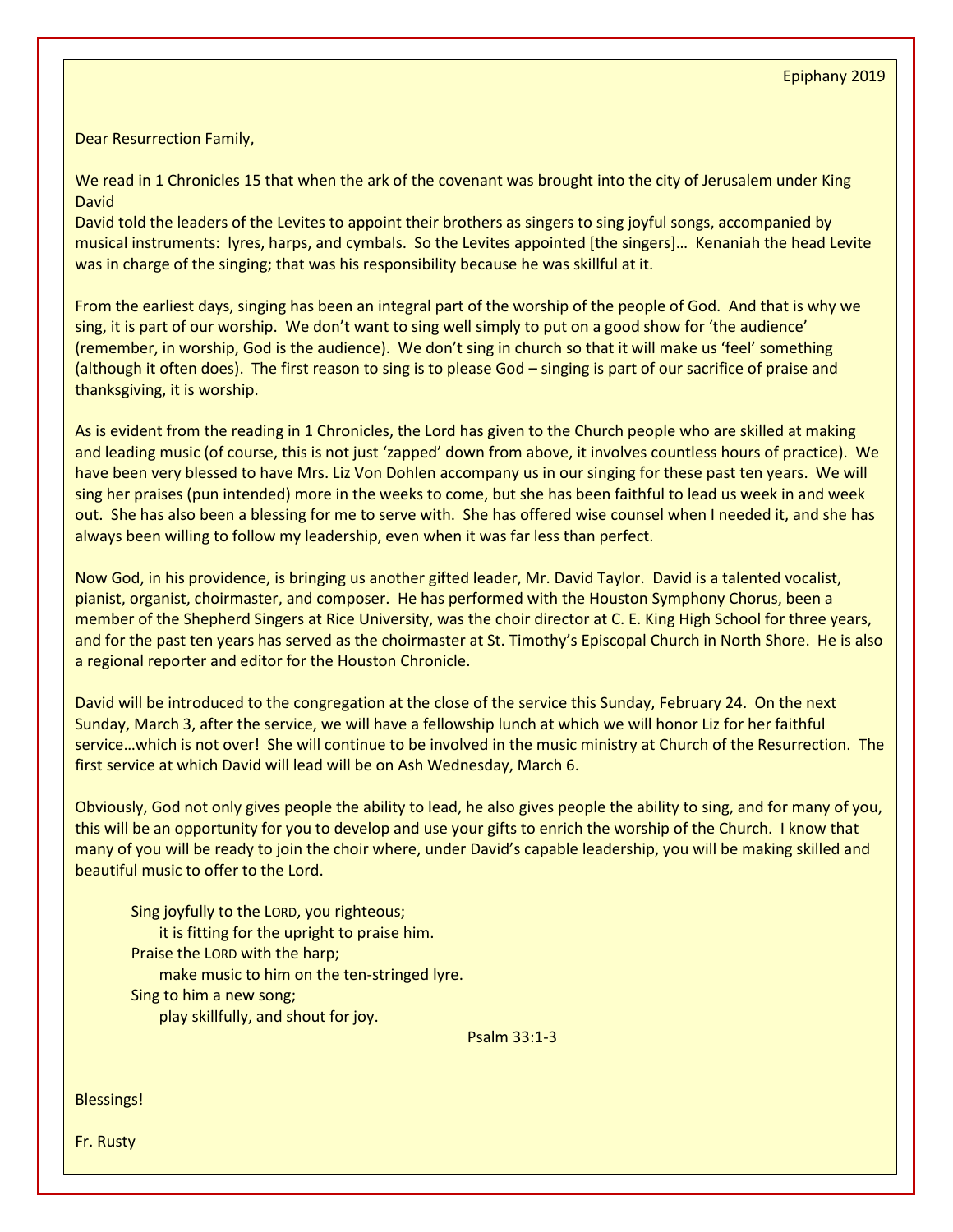Epiphany 2019

Dear Resurrection Family,

We read in 1 Chronicles 15 that when the ark of the covenant was brought into the city of Jerusalem under King David

David told the leaders of the Levites to appoint their brothers as singers to sing joyful songs, accompanied by musical instruments: lyres, harps, and cymbals. So the Levites appointed [the singers]… Kenaniah the head Levite was in charge of the singing; that was his responsibility because he was skillful at it.

From the earliest days, singing has been an integral part of the worship of the people of God. And that is why we sing, it is part of our worship. We don't want to sing well simply to put on a good show for 'the audience' (remember, in worship, God is the audience). We don't sing in church so that it will make us 'feel' something (although it often does). The first reason to sing is to please God – singing is part of our sacrifice of praise and thanksgiving, it is worship.

As is evident from the reading in 1 Chronicles, the Lord has given to the Church people who are skilled at making and leading music (of course, this is not just 'zapped' down from above, it involves countless hours of practice). We have been very blessed to have Mrs. Liz Von Dohlen accompany us in our singing for these past ten years. We will sing her praises (pun intended) more in the weeks to come, but she has been faithful to lead us week in and week out. She has also been a blessing for me to serve with. She has offered wise counsel when I needed it, and she has always been willing to follow my leadership, even when it was far less than perfect.

Now God, in his providence, is bringing us another gifted leader, Mr. David Taylor. David is a talented vocalist, pianist, organist, choirmaster, and composer. He has performed with the Houston Symphony Chorus, been a member of the Shepherd Singers at Rice University, was the choir director at C. E. King High School for three years, and for the past ten years has served as the choirmaster at St. Timothy's Episcopal Church in North Shore. He is also a regional reporter and editor for the Houston Chronicle.

David will be introduced to the congregation at the close of the service this Sunday, February 24. On the next Sunday, March 3, after the service, we will have a fellowship lunch at which we will honor Liz for her faithful service…which is not over! She will continue to be involved in the music ministry at Church of the Resurrection. The first service at which David will lead will be on Ash Wednesday, March 6.

Obviously, God not only gives people the ability to lead, he also gives people the ability to sing, and for many of you, this will be an opportunity for you to develop and use your gifts to enrich the worship of the Church. I know that many of you will be ready to join the choir where, under David's capable leadership, you will be making skilled and beautiful music to offer to the Lord.

> Sing joyfully to the LORD, you righteous;
> it is fitting for the upright to praise him.
> Praise the LORD with the harp;
> make music to him on the ten-stringed lyre.
> Sing to him a new song;
> play skillfully, and shout for joy.
>
> Psalm 33:1-3

Blessings!

Fr. Rusty